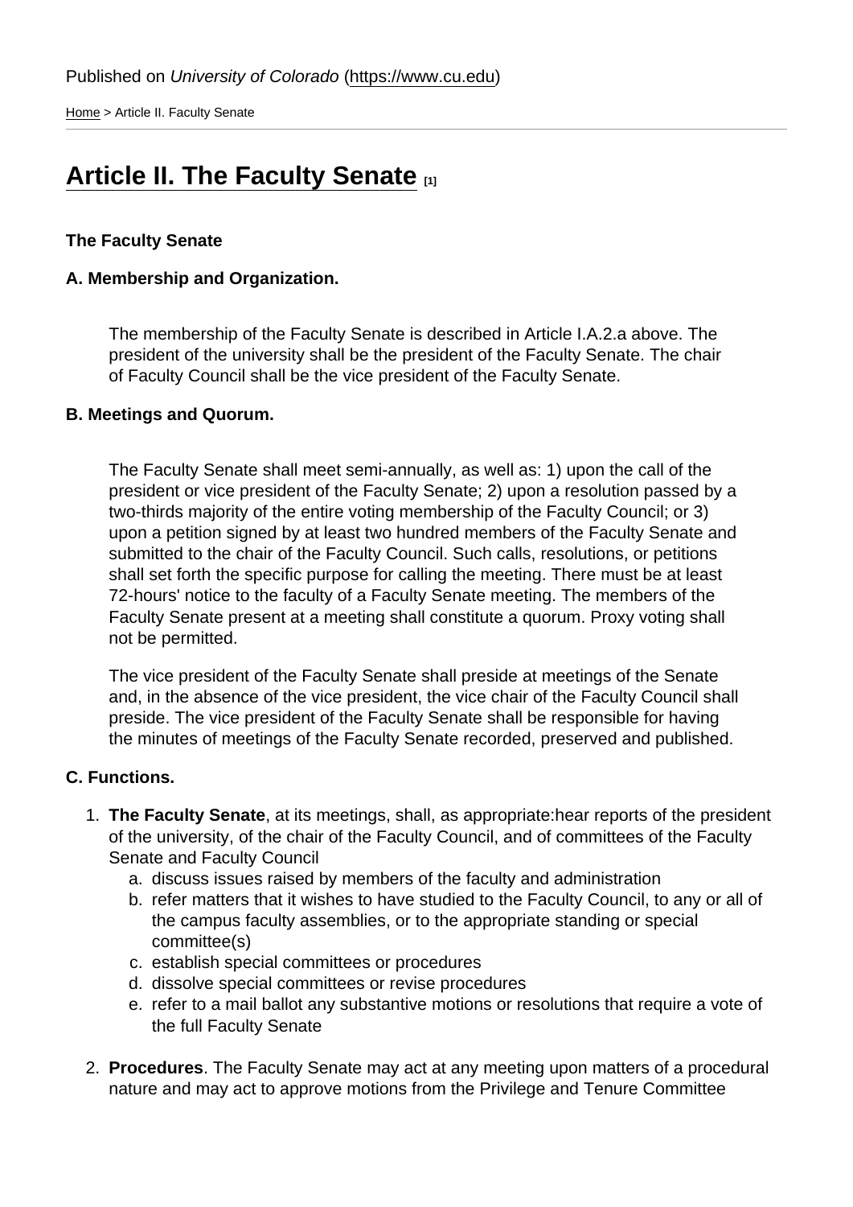Published on *University of Colorado* (https://www.cu.edu)

Home > Article II. Faculty Senate

# Article II. The Faculty Senate [1]

**The Faculty Senate**

**A. Membership and Organization.**

The membership of the Faculty Senate is described in Article I.A.2.a above. The president of the university shall be the president of the Faculty Senate. The chair of Faculty Council shall be the vice president of the Faculty Senate.

**B. Meetings and Quorum.**

The Faculty Senate shall meet semi-annually, as well as: 1) upon the call of the president or vice president of the Faculty Senate; 2) upon a resolution passed by a two-thirds majority of the entire voting membership of the Faculty Council; or 3) upon a petition signed by at least two hundred members of the Faculty Senate and submitted to the chair of the Faculty Council. Such calls, resolutions, or petitions shall set forth the specific purpose for calling the meeting. There must be at least 72-hours' notice to the faculty of a Faculty Senate meeting. The members of the Faculty Senate present at a meeting shall constitute a quorum. Proxy voting shall not be permitted.

The vice president of the Faculty Senate shall preside at meetings of the Senate and, in the absence of the vice president, the vice chair of the Faculty Council shall preside. The vice president of the Faculty Senate shall be responsible for having the minutes of meetings of the Faculty Senate recorded, preserved and published.

**C. Functions.**

1. **The Faculty Senate**, at its meetings, shall, as appropriate:hear reports of the president of the university, of the chair of the Faculty Council, and of committees of the Faculty Senate and Faculty Council
   a. discuss issues raised by members of the faculty and administration
   b. refer matters that it wishes to have studied to the Faculty Council, to any or all of the campus faculty assemblies, or to the appropriate standing or special committee(s)
   c. establish special committees or procedures
   d. dissolve special committees or revise procedures
   e. refer to a mail ballot any substantive motions or resolutions that require a vote of the full Faculty Senate
2. **Procedures**. The Faculty Senate may act at any meeting upon matters of a procedural nature and may act to approve motions from the Privilege and Tenure Committee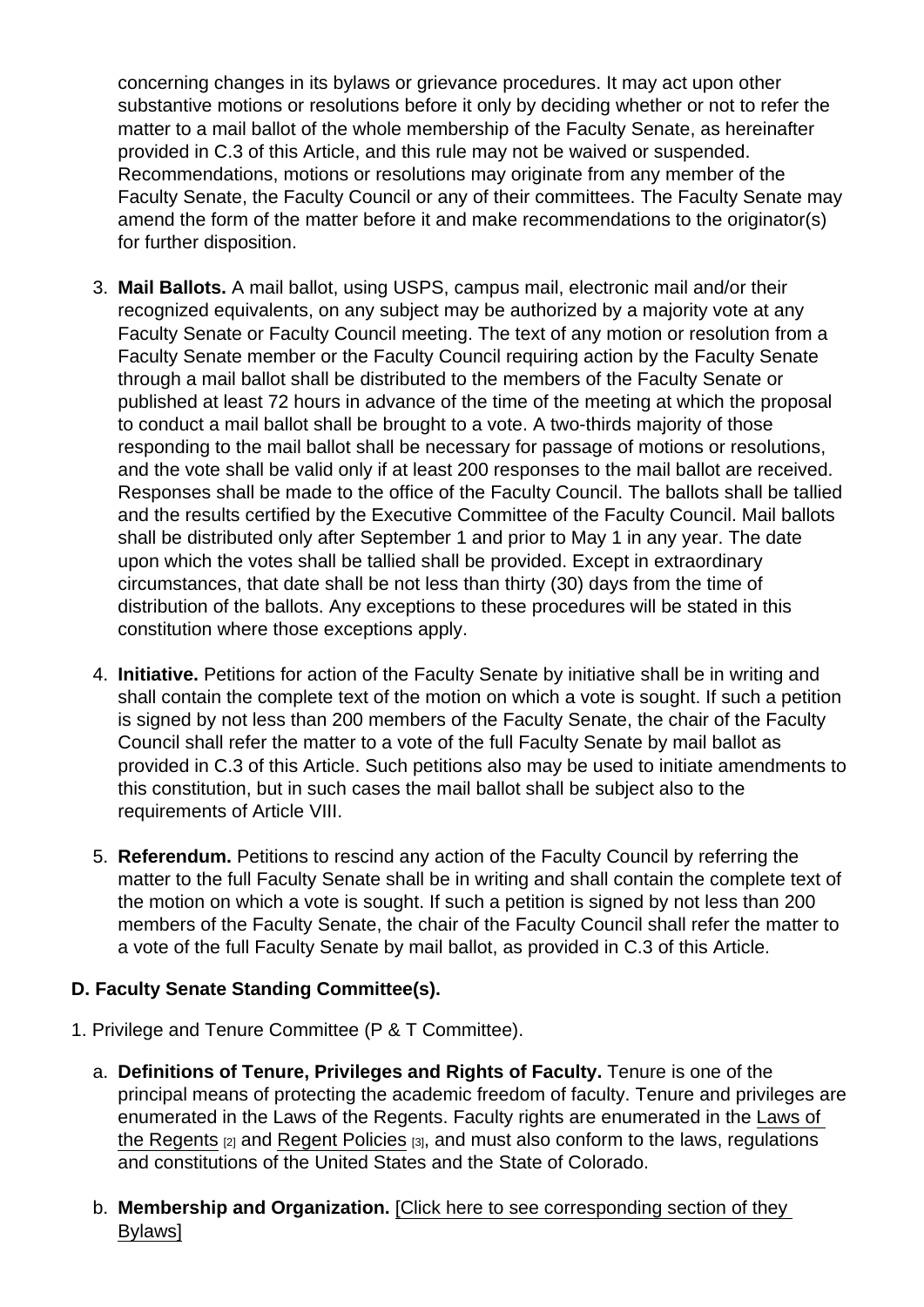concerning changes in its bylaws or grievance procedures. It may act upon other substantive motions or resolutions before it only by deciding whether or not to refer the matter to a mail ballot of the whole membership of the Faculty Senate, as hereinafter provided in C.3 of this Article, and this rule may not be waived or suspended. Recommendations, motions or resolutions may originate from any member of the Faculty Senate, the Faculty Council or any of their committees. The Faculty Senate may amend the form of the matter before it and make recommendations to the originator(s) for further disposition.

3. **Mail Ballots.** A mail ballot, using USPS, campus mail, electronic mail and/or their recognized equivalents, on any subject may be authorized by a majority vote at any Faculty Senate or Faculty Council meeting. The text of any motion or resolution from a Faculty Senate member or the Faculty Council requiring action by the Faculty Senate through a mail ballot shall be distributed to the members of the Faculty Senate or published at least 72 hours in advance of the time of the meeting at which the proposal to conduct a mail ballot shall be brought to a vote. A two-thirds majority of those responding to the mail ballot shall be necessary for passage of motions or resolutions, and the vote shall be valid only if at least 200 responses to the mail ballot are received. Responses shall be made to the office of the Faculty Council. The ballots shall be tallied and the results certified by the Executive Committee of the Faculty Council. Mail ballots shall be distributed only after September 1 and prior to May 1 in any year. The date upon which the votes shall be tallied shall be provided. Except in extraordinary circumstances, that date shall be not less than thirty (30) days from the time of distribution of the ballots. Any exceptions to these procedures will be stated in this constitution where those exceptions apply.

4. **Initiative.** Petitions for action of the Faculty Senate by initiative shall be in writing and shall contain the complete text of the motion on which a vote is sought. If such a petition is signed by not less than 200 members of the Faculty Senate, the chair of the Faculty Council shall refer the matter to a vote of the full Faculty Senate by mail ballot as provided in C.3 of this Article. Such petitions also may be used to initiate amendments to this constitution, but in such cases the mail ballot shall be subject also to the requirements of Article VIII.

5. **Referendum.** Petitions to rescind any action of the Faculty Council by referring the matter to the full Faculty Senate shall be in writing and shall contain the complete text of the motion on which a vote is sought. If such a petition is signed by not less than 200 members of the Faculty Senate, the chair of the Faculty Council shall refer the matter to a vote of the full Faculty Senate by mail ballot, as provided in C.3 of this Article.

**D. Faculty Senate Standing Committee(s).**

1. Privilege and Tenure Committee (P & T Committee).

   a. **Definitions of Tenure, Privileges and Rights of Faculty.** Tenure is one of the principal means of protecting the academic freedom of faculty. Tenure and privileges are enumerated in the Laws of the Regents. Faculty rights are enumerated in the Laws of the Regents [2] and Regent Policies [3], and must also conform to the laws, regulations and constitutions of the United States and the State of Colorado.

   b. **Membership and Organization.** [Click here to see corresponding section of they Bylaws]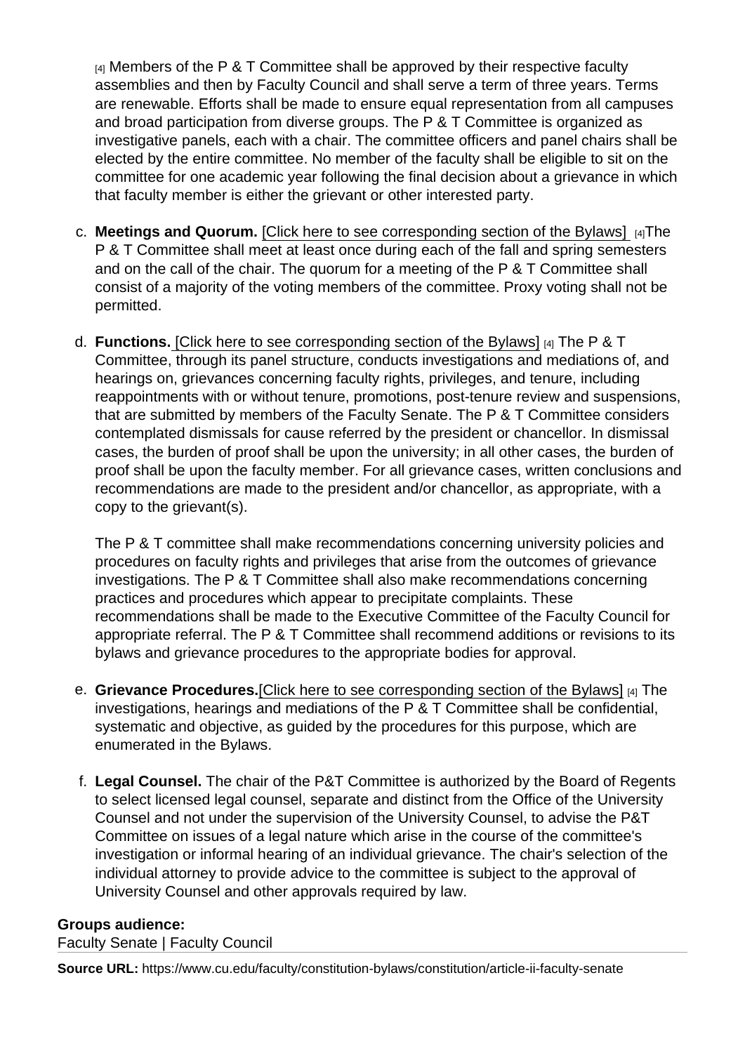[4] Members of the P & T Committee shall be approved by their respective faculty assemblies and then by Faculty Council and shall serve a term of three years. Terms are renewable. Efforts shall be made to ensure equal representation from all campuses and broad participation from diverse groups. The P & T Committee is organized as investigative panels, each with a chair. The committee officers and panel chairs shall be elected by the entire committee. No member of the faculty shall be eligible to sit on the committee for one academic year following the final decision about a grievance in which that faculty member is either the grievant or other interested party.

c. **Meetings and Quorum.** [Click here to see corresponding section of the Bylaws] [4]The P & T Committee shall meet at least once during each of the fall and spring semesters and on the call of the chair. The quorum for a meeting of the P & T Committee shall consist of a majority of the voting members of the committee. Proxy voting shall not be permitted.

d. **Functions.** [Click here to see corresponding section of the Bylaws] [4] The P & T Committee, through its panel structure, conducts investigations and mediations of, and hearings on, grievances concerning faculty rights, privileges, and tenure, including reappointments with or without tenure, promotions, post-tenure review and suspensions, that are submitted by members of the Faculty Senate. The P & T Committee considers contemplated dismissals for cause referred by the president or chancellor. In dismissal cases, the burden of proof shall be upon the university; in all other cases, the burden of proof shall be upon the faculty member. For all grievance cases, written conclusions and recommendations are made to the president and/or chancellor, as appropriate, with a copy to the grievant(s).

   The P & T committee shall make recommendations concerning university policies and procedures on faculty rights and privileges that arise from the outcomes of grievance investigations. The P & T Committee shall also make recommendations concerning practices and procedures which appear to precipitate complaints. These recommendations shall be made to the Executive Committee of the Faculty Council for appropriate referral. The P & T Committee shall recommend additions or revisions to its bylaws and grievance procedures to the appropriate bodies for approval.

e. **Grievance Procedures.**[Click here to see corresponding section of the Bylaws] [4] The investigations, hearings and mediations of the P & T Committee shall be confidential, systematic and objective, as guided by the procedures for this purpose, which are enumerated in the Bylaws.

f. **Legal Counsel.** The chair of the P&T Committee is authorized by the Board of Regents to select licensed legal counsel, separate and distinct from the Office of the University Counsel and not under the supervision of the University Counsel, to advise the P&T Committee on issues of a legal nature which arise in the course of the committee's investigation or informal hearing of an individual grievance. The chair's selection of the individual attorney to provide advice to the committee is subject to the approval of University Counsel and other approvals required by law.

**Groups audience:**
Faculty Senate | Faculty Council

**Source URL:** https://www.cu.edu/faculty/constitution-bylaws/constitution/article-ii-faculty-senate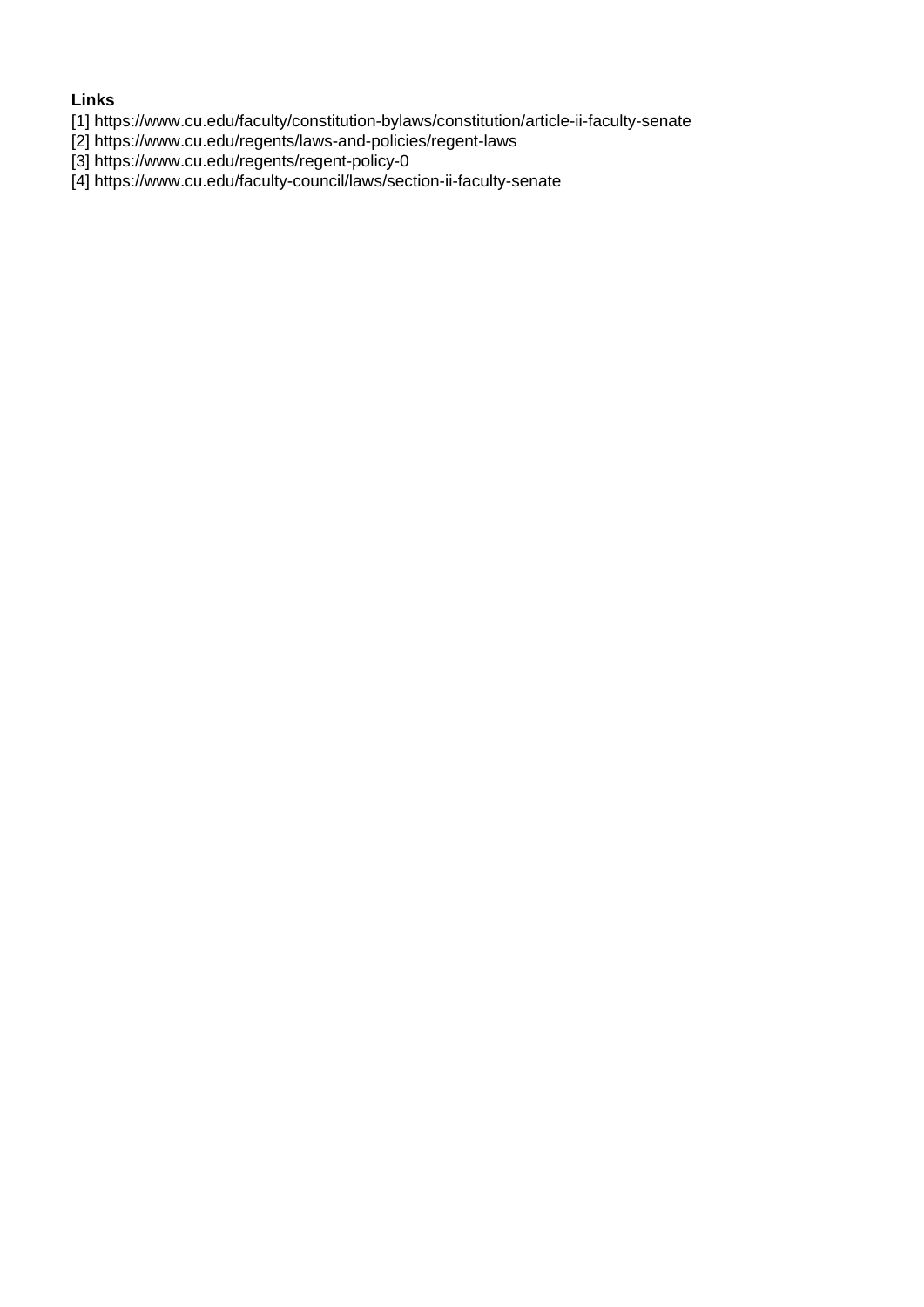**Links**

[1] https://www.cu.edu/faculty/constitution-bylaws/constitution/article-ii-faculty-senate
[2] https://www.cu.edu/regents/laws-and-policies/regent-laws
[3] https://www.cu.edu/regents/regent-policy-0
[4] https://www.cu.edu/faculty-council/laws/section-ii-faculty-senate